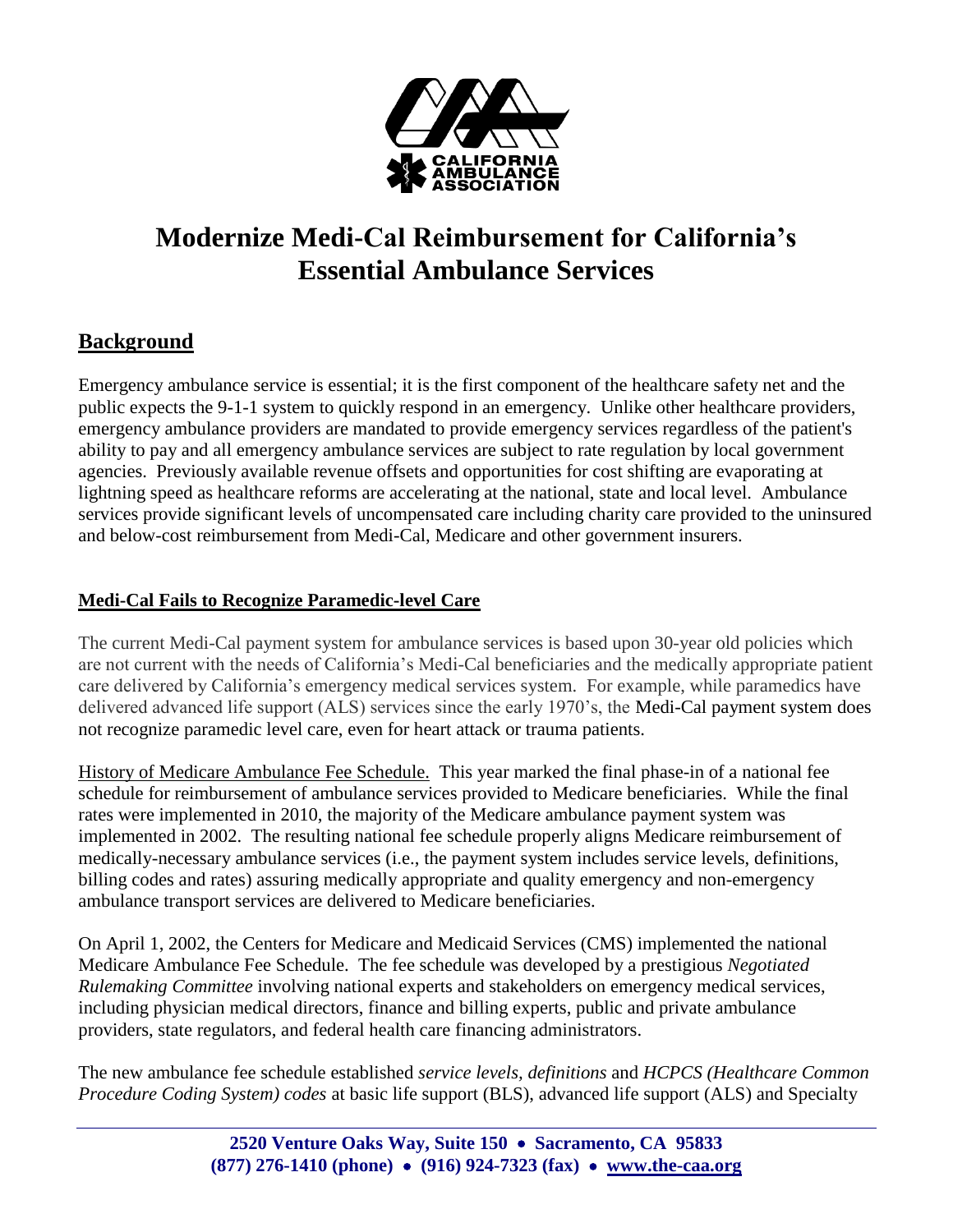# Modernize Medi-Cal Reimbursement for California's Essential Ambulance Services

## Background

Emergency ambulance service is essential; it is the first component of the healthcare safety net and the public expects the 9-1-1 system to quickly respond in an emergency. Unlike other healthcare providers, emergency ambulance providers are mandated to provide emergency services regardless of the patient's ability to pay and all emergency ambulance services are subject to rate regulation by local government agencies. Previously available revenue offsets and opportunities for cost shifting are evaporating at lightning speed as healthcare reforms are accelerating at the national, state and local level. Ambulance services provide significant levels of uncompensated care including charity care provided to the uninsured and below-cost reimbursement from Medi-Cal, Medicare and other government insurers.

### Medi-Cal Fails to Recognize Paramedic-level Care

The current Medi-Cal payment system for ambulance services is based upon 30-year old policies which are not current with the needs of California's Medi-Cal beneficiaries and the medically appropriate patient care delivered by California's emergency medical services system. For example, while paramedics have delivered advanced life support (ALS) services since the early 1970's, the Medi-Cal payment system does not recognize paramedic level care, even for heart attack or trauma patients.

History of Medicare Ambulance Fee Schedule. This year marked the final phase-in of a national fee schedule for reimbursement of ambulance services provided to Medicare beneficiaries. While the final rates were implemented in 2010, the majority of the Medicare ambulance payment system was implemented in 2002. The resulting national fee schedule properly aligns Medicare reimbursement of medically-necessary ambulance services (i.e., the payment system includes service levels, definitions, billing codes and rates) assuring medically appropriate and quality emergency and non-emergency ambulance transport services are delivered to Medicare beneficiaries.

On April 1, 2002, the Centers for Medicare and Medicaid Services (CMS) implemented the national Medicare Ambulance Fee Schedule. The fee schedule was developed by a prestigious *Negotiated Rulemaking Committee* involving national experts and stakeholders on emergency medical services, including physician medical directors, finance and billing experts, public and private ambulance providers, state regulators, and federal health care financing administrators.

The new ambulance fee schedule established *service levels*, *definitions* and *HCPCS (Healthcare Common Procedure Coding System) codes* at basic life support (BLS), advanced life support (ALS) and Specialty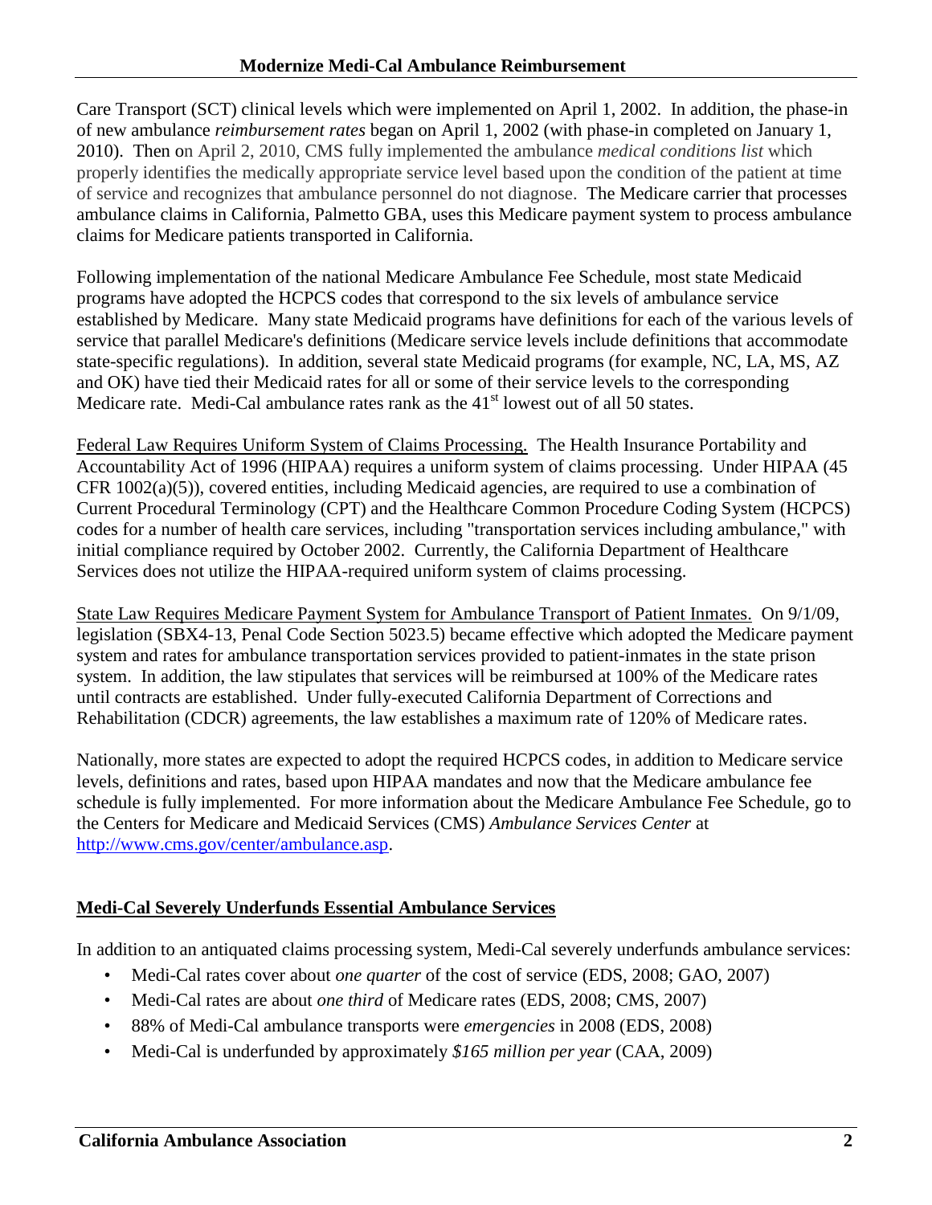Care Transport (SCT) clinical levels which were implemented on April 1, 2002. In addition, the phase-in of new ambulance *reimbursement rates* began on April 1, 2002 (with phase-in completed on January 1, 2010). Then on April 2, 2010, CMS fully implemented the ambulance *medical conditions list* which properly identifies the medically appropriate service level based upon the condition of the patient at time of service and recognizes that ambulance personnel do not diagnose. The Medicare carrier that processes ambulance claims in California, Palmetto GBA, uses this Medicare payment system to process ambulance claims for Medicare patients transported in California.

Following implementation of the national Medicare Ambulance Fee Schedule, most state Medicaid programs have adopted the HCPCS codes that correspond to the six levels of ambulance service established by Medicare. Many state Medicaid programs have definitions for each of the various levels of service that parallel Medicare's definitions (Medicare service levels include definitions that accommodate state-specific regulations). In addition, several state Medicaid programs (for example, NC, LA, MS, AZ and OK) have tied their Medicaid rates for all or some of their service levels to the corresponding Medicare rate. Medi-Cal ambulance rates rank as the 41st lowest out of all 50 states.

<u>Federal Law Requires Uniform System of Claims Processing.</u> The Health Insurance Portability and Accountability Act of 1996 (HIPAA) requires a uniform system of claims processing. Under HIPAA (45 CFR 1002(a)(5)), covered entities, including Medicaid agencies, are required to use a combination of Current Procedural Terminology (CPT) and the Healthcare Common Procedure Coding System (HCPCS) codes for a number of health care services, including "transportation services including ambulance," with initial compliance required by October 2002. Currently, the California Department of Healthcare Services does not utilize the HIPAA-required uniform system of claims processing.

<u>State Law Requires Medicare Payment System for Ambulance Transport of Patient Inmates.</u> On 9/1/09, legislation (SBX4-13, Penal Code Section 5023.5) became effective which adopted the Medicare payment system and rates for ambulance transportation services provided to patient-inmates in the state prison system. In addition, the law stipulates that services will be reimbursed at 100% of the Medicare rates until contracts are established. Under fully-executed California Department of Corrections and Rehabilitation (CDCR) agreements, the law establishes a maximum rate of 120% of Medicare rates.

Nationally, more states are expected to adopt the required HCPCS codes, in addition to Medicare service levels, definitions and rates, based upon HIPAA mandates and now that the Medicare ambulance fee schedule is fully implemented. For more information about the Medicare Ambulance Fee Schedule, go to the Centers for Medicare and Medicaid Services (CMS) *Ambulance Services Center* at http://www.cms.gov/center/ambulance.asp.

## Medi-Cal Severely Underfunds Essential Ambulance Services

In addition to an antiquated claims processing system, Medi-Cal severely underfunds ambulance services:

- Medi-Cal rates cover about *one quarter* of the cost of service (EDS, 2008; GAO, 2007)
- Medi-Cal rates are about *one third* of Medicare rates (EDS, 2008; CMS, 2007)
- 88% of Medi-Cal ambulance transports were *emergencies* in 2008 (EDS, 2008)
- Medi-Cal is underfunded by approximately *$165 million per year* (CAA, 2009)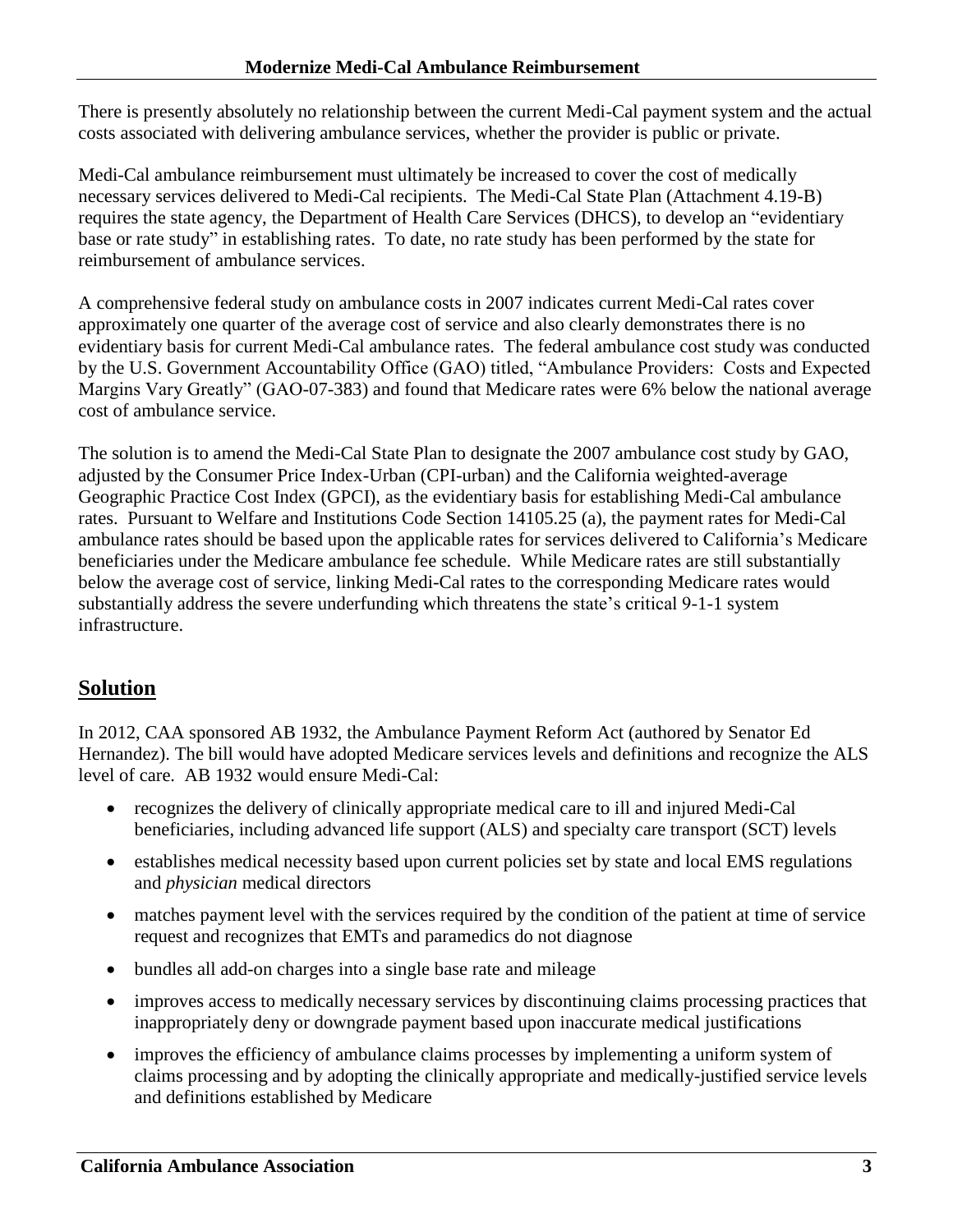There is presently absolutely no relationship between the current Medi-Cal payment system and the actual costs associated with delivering ambulance services, whether the provider is public or private.

Medi-Cal ambulance reimbursement must ultimately be increased to cover the cost of medically necessary services delivered to Medi-Cal recipients. The Medi-Cal State Plan (Attachment 4.19-B) requires the state agency, the Department of Health Care Services (DHCS), to develop an "evidentiary base or rate study" in establishing rates. To date, no rate study has been performed by the state for reimbursement of ambulance services.

A comprehensive federal study on ambulance costs in 2007 indicates current Medi-Cal rates cover approximately one quarter of the average cost of service and also clearly demonstrates there is no evidentiary basis for current Medi-Cal ambulance rates. The federal ambulance cost study was conducted by the U.S. Government Accountability Office (GAO) titled, "Ambulance Providers: Costs and Expected Margins Vary Greatly" (GAO-07-383) and found that Medicare rates were 6% below the national average cost of ambulance service.

The solution is to amend the Medi-Cal State Plan to designate the 2007 ambulance cost study by GAO, adjusted by the Consumer Price Index-Urban (CPI-urban) and the California weighted-average Geographic Practice Cost Index (GPCI), as the evidentiary basis for establishing Medi-Cal ambulance rates. Pursuant to Welfare and Institutions Code Section 14105.25 (a), the payment rates for Medi-Cal ambulance rates should be based upon the applicable rates for services delivered to California's Medicare beneficiaries under the Medicare ambulance fee schedule. While Medicare rates are still substantially below the average cost of service, linking Medi-Cal rates to the corresponding Medicare rates would substantially address the severe underfunding which threatens the state's critical 9-1-1 system infrastructure.

## Solution

In 2012, CAA sponsored AB 1932, the Ambulance Payment Reform Act (authored by Senator Ed Hernandez). The bill would have adopted Medicare services levels and definitions and recognize the ALS level of care. AB 1932 would ensure Medi-Cal:

- recognizes the delivery of clinically appropriate medical care to ill and injured Medi-Cal beneficiaries, including advanced life support (ALS) and specialty care transport (SCT) levels
- establishes medical necessity based upon current policies set by state and local EMS regulations and *physician* medical directors
- matches payment level with the services required by the condition of the patient at time of service request and recognizes that EMTs and paramedics do not diagnose
- bundles all add-on charges into a single base rate and mileage
- improves access to medically necessary services by discontinuing claims processing practices that inappropriately deny or downgrade payment based upon inaccurate medical justifications
- improves the efficiency of ambulance claims processes by implementing a uniform system of claims processing and by adopting the clinically appropriate and medically-justified service levels and definitions established by Medicare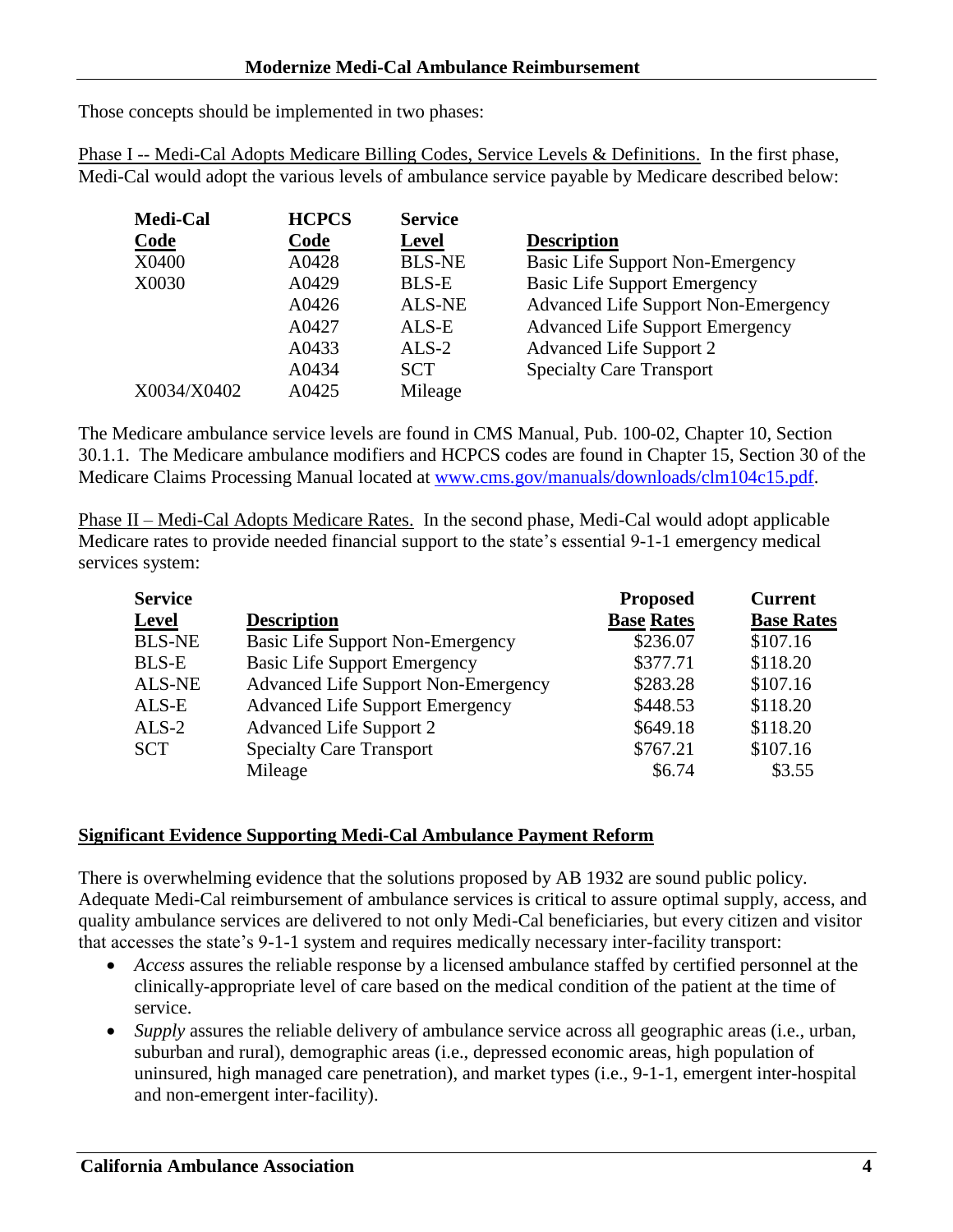Those concepts should be implemented in two phases:

Phase I -- Medi-Cal Adopts Medicare Billing Codes, Service Levels & Definitions. In the first phase, Medi-Cal would adopt the various levels of ambulance service payable by Medicare described below:

| Medi-Cal Code | HCPCS Code | Service Level | Description |
|---|---|---|---|
| X0400 | A0428 | BLS-NE | Basic Life Support Non-Emergency |
| X0030 | A0429 | BLS-E | Basic Life Support Emergency |
| | A0426 | ALS-NE | Advanced Life Support Non-Emergency |
| | A0427 | ALS-E | Advanced Life Support Emergency |
| | A0433 | ALS-2 | Advanced Life Support 2 |
| | A0434 | SCT | Specialty Care Transport |
| X0034/X0402 | A0425 | Mileage | |

The Medicare ambulance service levels are found in CMS Manual, Pub. 100-02, Chapter 10, Section 30.1.1. The Medicare ambulance modifiers and HCPCS codes are found in Chapter 15, Section 30 of the Medicare Claims Processing Manual located at www.cms.gov/manuals/downloads/clm104c15.pdf.

Phase II – Medi-Cal Adopts Medicare Rates. In the second phase, Medi-Cal would adopt applicable Medicare rates to provide needed financial support to the state's essential 9-1-1 emergency medical services system:

| Service Level | Description | Proposed Base Rates | Current Base Rates |
|---|---|---|---|
| BLS-NE | Basic Life Support Non-Emergency | $236.07 | $107.16 |
| BLS-E | Basic Life Support Emergency | $377.71 | $118.20 |
| ALS-NE | Advanced Life Support Non-Emergency | $283.28 | $107.16 |
| ALS-E | Advanced Life Support Emergency | $448.53 | $118.20 |
| ALS-2 | Advanced Life Support 2 | $649.18 | $118.20 |
| SCT | Specialty Care Transport | $767.21 | $107.16 |
| | Mileage | $6.74 | $3.55 |

## Significant Evidence Supporting Medi-Cal Ambulance Payment Reform

There is overwhelming evidence that the solutions proposed by AB 1932 are sound public policy. Adequate Medi-Cal reimbursement of ambulance services is critical to assure optimal supply, access, and quality ambulance services are delivered to not only Medi-Cal beneficiaries, but every citizen and visitor that accesses the state's 9-1-1 system and requires medically necessary inter-facility transport:

- *Access* assures the reliable response by a licensed ambulance staffed by certified personnel at the clinically-appropriate level of care based on the medical condition of the patient at the time of service.
- *Supply* assures the reliable delivery of ambulance service across all geographic areas (i.e., urban, suburban and rural), demographic areas (i.e., depressed economic areas, high population of uninsured, high managed care penetration), and market types (i.e., 9-1-1, emergent inter-hospital and non-emergent inter-facility).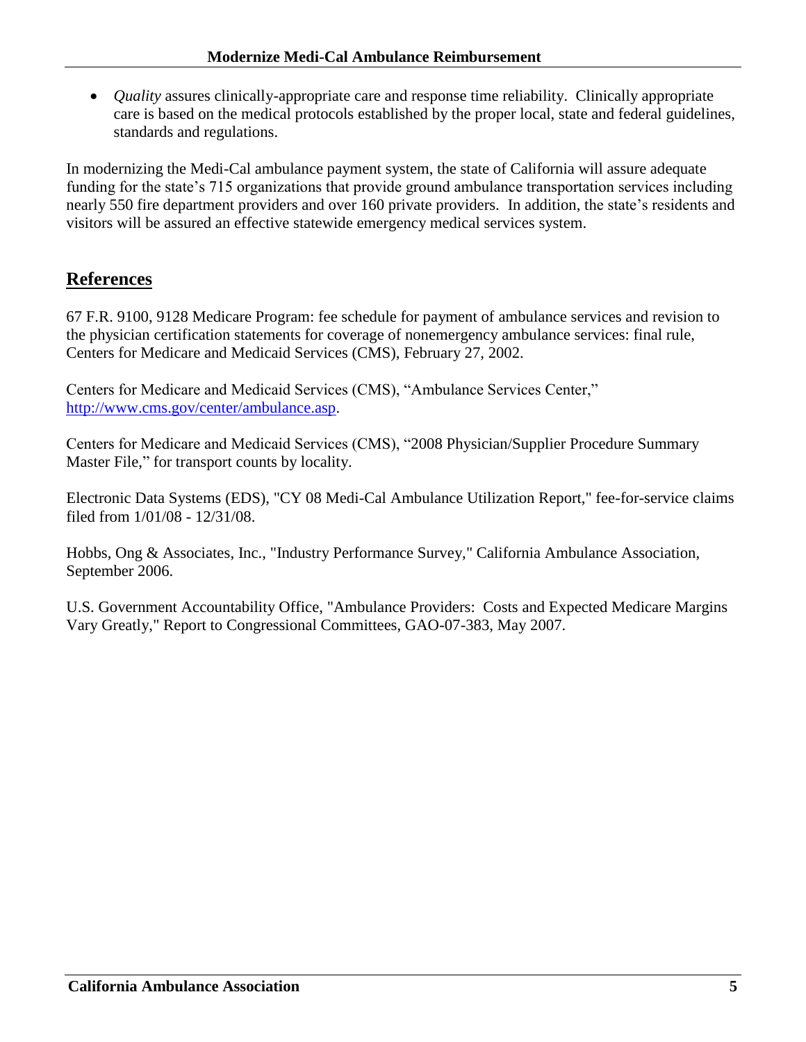- *Quality* assures clinically-appropriate care and response time reliability. Clinically appropriate care is based on the medical protocols established by the proper local, state and federal guidelines, standards and regulations.

In modernizing the Medi-Cal ambulance payment system, the state of California will assure adequate funding for the state's 715 organizations that provide ground ambulance transportation services including nearly 550 fire department providers and over 160 private providers. In addition, the state's residents and visitors will be assured an effective statewide emergency medical services system.

## References

67 F.R. 9100, 9128 Medicare Program: fee schedule for payment of ambulance services and revision to the physician certification statements for coverage of nonemergency ambulance services: final rule, Centers for Medicare and Medicaid Services (CMS), February 27, 2002.

Centers for Medicare and Medicaid Services (CMS), "Ambulance Services Center," [http://www.cms.gov/center/ambulance.asp](http://www.cms.gov/center/ambulance.asp).

Centers for Medicare and Medicaid Services (CMS), "2008 Physician/Supplier Procedure Summary Master File," for transport counts by locality.

Electronic Data Systems (EDS), "CY 08 Medi-Cal Ambulance Utilization Report," fee-for-service claims filed from 1/01/08 - 12/31/08.

Hobbs, Ong & Associates, Inc., "Industry Performance Survey," California Ambulance Association, September 2006.

U.S. Government Accountability Office, "Ambulance Providers: Costs and Expected Medicare Margins Vary Greatly," Report to Congressional Committees, GAO-07-383, May 2007.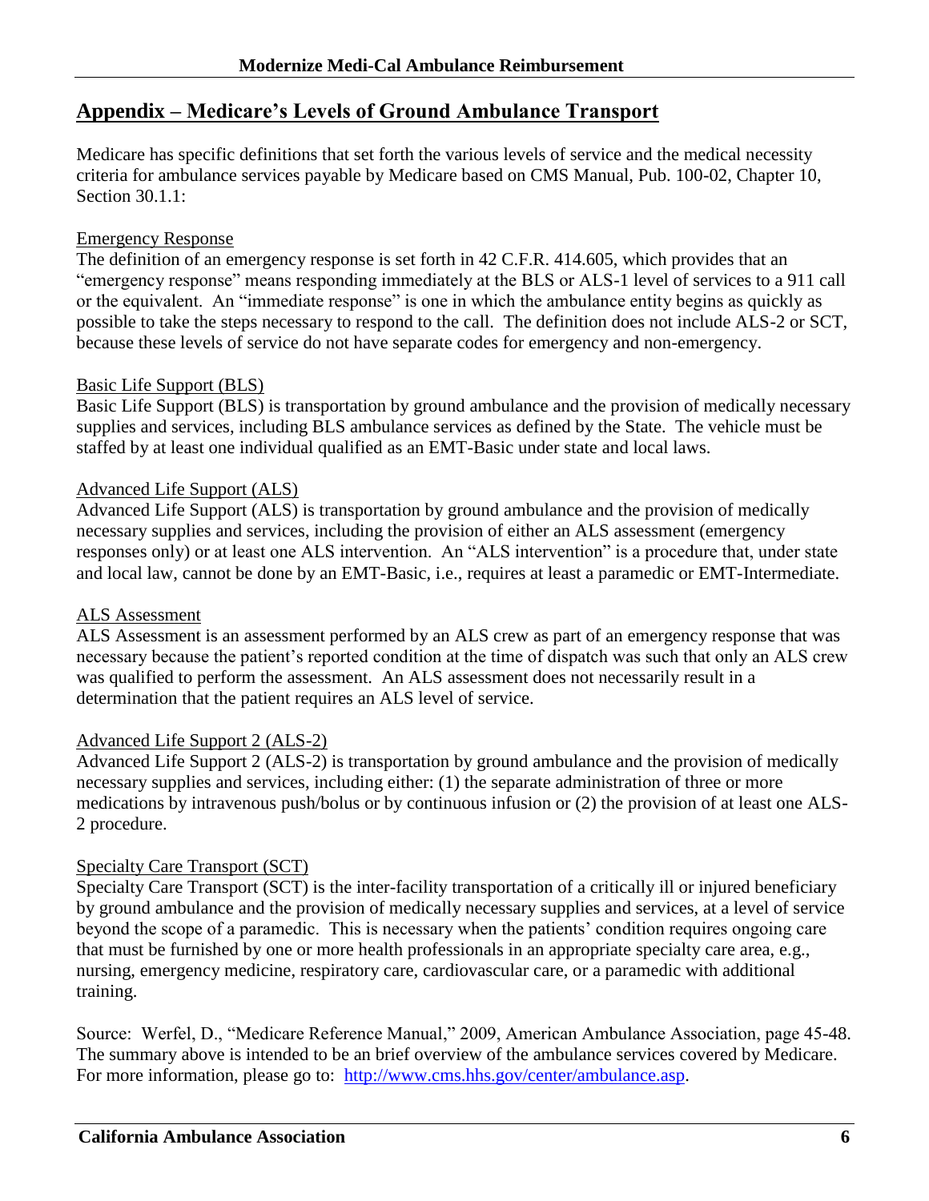## Appendix – Medicare's Levels of Ground Ambulance Transport

Medicare has specific definitions that set forth the various levels of service and the medical necessity criteria for ambulance services payable by Medicare based on CMS Manual, Pub. 100-02, Chapter 10, Section 30.1.1:

### Emergency Response

The definition of an emergency response is set forth in 42 C.F.R. 414.605, which provides that an "emergency response" means responding immediately at the BLS or ALS-1 level of services to a 911 call or the equivalent. An "immediate response" is one in which the ambulance entity begins as quickly as possible to take the steps necessary to respond to the call. The definition does not include ALS-2 or SCT, because these levels of service do not have separate codes for emergency and non-emergency.

### Basic Life Support (BLS)

Basic Life Support (BLS) is transportation by ground ambulance and the provision of medically necessary supplies and services, including BLS ambulance services as defined by the State. The vehicle must be staffed by at least one individual qualified as an EMT-Basic under state and local laws.

### Advanced Life Support (ALS)

Advanced Life Support (ALS) is transportation by ground ambulance and the provision of medically necessary supplies and services, including the provision of either an ALS assessment (emergency responses only) or at least one ALS intervention. An "ALS intervention" is a procedure that, under state and local law, cannot be done by an EMT-Basic, i.e., requires at least a paramedic or EMT-Intermediate.

### ALS Assessment

ALS Assessment is an assessment performed by an ALS crew as part of an emergency response that was necessary because the patient's reported condition at the time of dispatch was such that only an ALS crew was qualified to perform the assessment. An ALS assessment does not necessarily result in a determination that the patient requires an ALS level of service.

### Advanced Life Support 2 (ALS-2)

Advanced Life Support 2 (ALS-2) is transportation by ground ambulance and the provision of medically necessary supplies and services, including either: (1) the separate administration of three or more medications by intravenous push/bolus or by continuous infusion or (2) the provision of at least one ALS-2 procedure.

### Specialty Care Transport (SCT)

Specialty Care Transport (SCT) is the inter-facility transportation of a critically ill or injured beneficiary by ground ambulance and the provision of medically necessary supplies and services, at a level of service beyond the scope of a paramedic. This is necessary when the patients' condition requires ongoing care that must be furnished by one or more health professionals in an appropriate specialty care area, e.g., nursing, emergency medicine, respiratory care, cardiovascular care, or a paramedic with additional training.

Source: Werfel, D., "Medicare Reference Manual," 2009, American Ambulance Association, page 45-48. The summary above is intended to be an brief overview of the ambulance services covered by Medicare. For more information, please go to: [http://www.cms.hhs.gov/center/ambulance.asp](http://www.cms.hhs.gov/center/ambulance.asp).